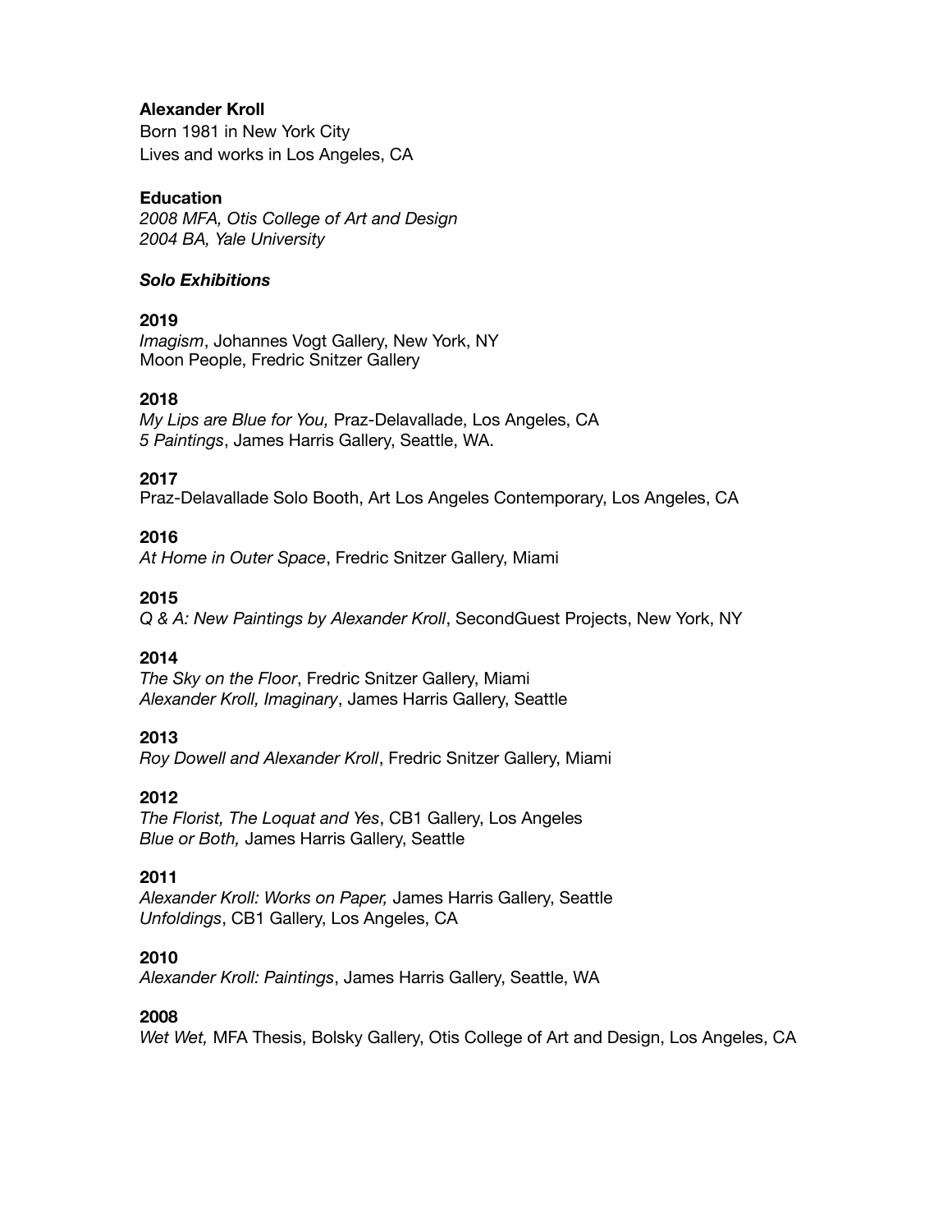**Alexander Kroll**
Born 1981 in New York City
Lives and works in Los Angeles, CA

**Education**
*2008 MFA, Otis College of Art and Design*
*2004 BA, Yale University*

***Solo Exhibitions***

**2019**
*Imagism*, Johannes Vogt Gallery, New York, NY
Moon People, Fredric Snitzer Gallery

**2018**
*My Lips are Blue for You,* Praz-Delavallade, Los Angeles, CA
*5 Paintings*, James Harris Gallery, Seattle, WA.

**2017**
Praz-Delavallade Solo Booth, Art Los Angeles Contemporary, Los Angeles, CA

**2016**
*At Home in Outer Space*, Fredric Snitzer Gallery, Miami

**2015**
*Q & A: New Paintings by Alexander Kroll*, SecondGuest Projects, New York, NY

**2014**
*The Sky on the Floor*, Fredric Snitzer Gallery, Miami
*Alexander Kroll, Imaginary*, James Harris Gallery, Seattle

**2013**
*Roy Dowell and Alexander Kroll*, Fredric Snitzer Gallery, Miami

**2012**
*The Florist, The Loquat and Yes*, CB1 Gallery, Los Angeles
*Blue or Both,* James Harris Gallery, Seattle

**2011**
*Alexander Kroll: Works on Paper,* James Harris Gallery, Seattle
*Unfoldings*, CB1 Gallery, Los Angeles, CA

**2010**
*Alexander Kroll: Paintings*, James Harris Gallery, Seattle, WA

**2008**
*Wet Wet,* MFA Thesis, Bolsky Gallery, Otis College of Art and Design, Los Angeles, CA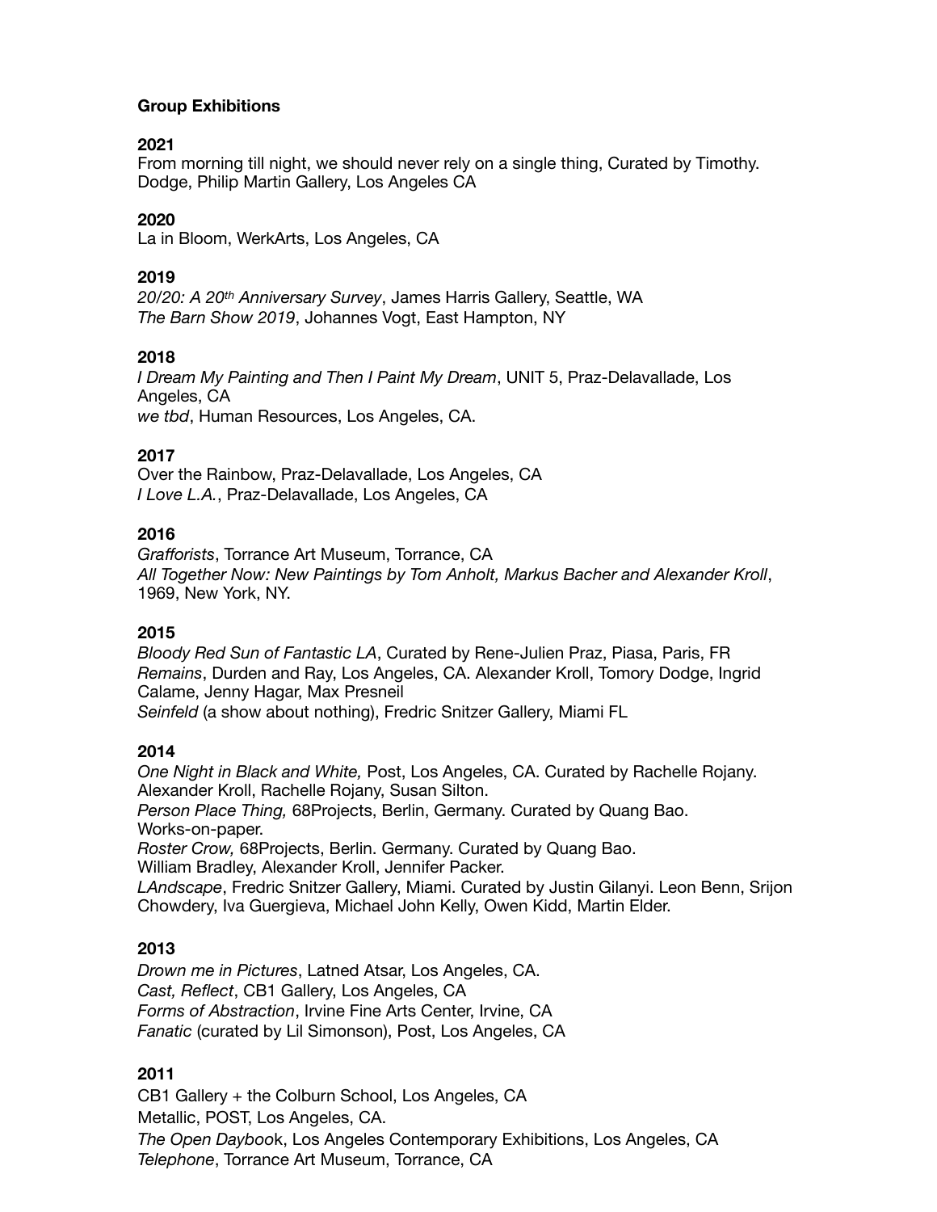### Group Exhibitions

**2021**

From morning till night, we should never rely on a single thing, Curated by Timothy. Dodge, Philip Martin Gallery, Los Angeles CA

**2020**

La in Bloom, WerkArts, Los Angeles, CA

**2019**

*20/20: A 20th Anniversary Survey*, James Harris Gallery, Seattle, WA
*The Barn Show 2019*, Johannes Vogt, East Hampton, NY

**2018**

*I Dream My Painting and Then I Paint My Dream*, UNIT 5, Praz-Delavallade, Los Angeles, CA
*we tbd*, Human Resources, Los Angeles, CA.

**2017**

Over the Rainbow, Praz-Delavallade, Los Angeles, CA
*I Love L.A.*, Praz-Delavallade, Los Angeles, CA

**2016**

*Grafforists*, Torrance Art Museum, Torrance, CA
*All Together Now: New Paintings by Tom Anholt, Markus Bacher and Alexander Kroll*, 1969, New York, NY.

**2015**

*Bloody Red Sun of Fantastic LA*, Curated by Rene-Julien Praz, Piasa, Paris, FR
*Remains*, Durden and Ray, Los Angeles, CA. Alexander Kroll, Tomory Dodge, Ingrid Calame, Jenny Hagar, Max Presneil
*Seinfeld* (a show about nothing), Fredric Snitzer Gallery, Miami FL

**2014**

*One Night in Black and White,* Post, Los Angeles, CA. Curated by Rachelle Rojany. Alexander Kroll, Rachelle Rojany, Susan Silton.
*Person Place Thing,* 68Projects, Berlin, Germany. Curated by Quang Bao. Works-on-paper.
*Roster Crow,* 68Projects, Berlin. Germany. Curated by Quang Bao. William Bradley, Alexander Kroll, Jennifer Packer.
*LAndscape*, Fredric Snitzer Gallery, Miami. Curated by Justin Gilanyi. Leon Benn, Srijon Chowdery, Iva Guergieva, Michael John Kelly, Owen Kidd, Martin Elder.

**2013**

*Drown me in Pictures*, Latned Atsar, Los Angeles, CA.
*Cast, Reflect*, CB1 Gallery, Los Angeles, CA
*Forms of Abstraction*, Irvine Fine Arts Center, Irvine, CA
*Fanatic* (curated by Lil Simonson), Post, Los Angeles, CA

**2011**

CB1 Gallery + the Colburn School, Los Angeles, CA
Metallic, POST, Los Angeles, CA.
*The Open Dayboo*k, Los Angeles Contemporary Exhibitions, Los Angeles, CA
*Telephone*, Torrance Art Museum, Torrance, CA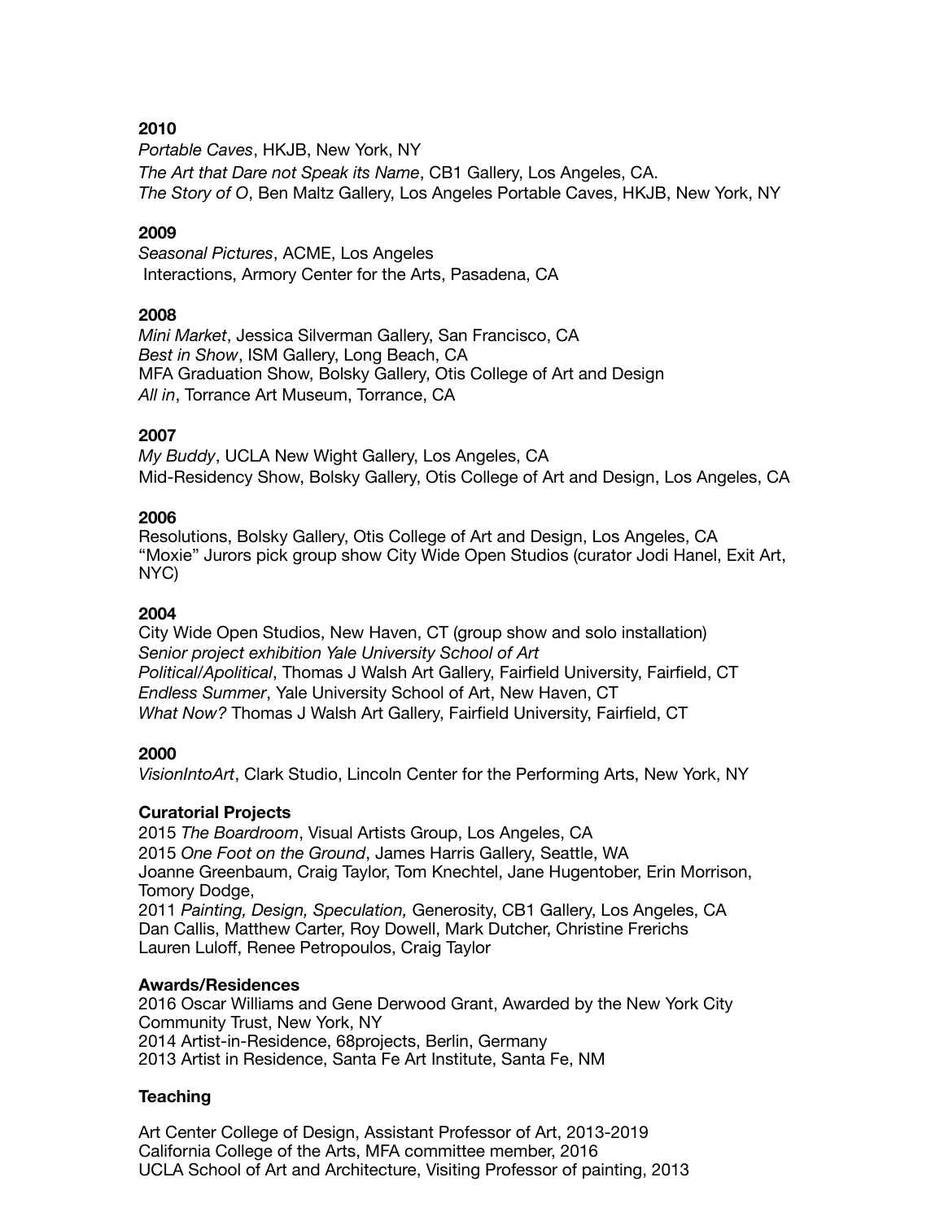**2010**
*Portable Caves*, HKJB, New York, NY
*The Art that Dare not Speak its Name*, CB1 Gallery, Los Angeles, CA.
*The Story of O*, Ben Maltz Gallery, Los Angeles Portable Caves, HKJB, New York, NY

**2009**
*Seasonal Pictures*, ACME, Los Angeles
Interactions, Armory Center for the Arts, Pasadena, CA

**2008**
*Mini Market*, Jessica Silverman Gallery, San Francisco, CA
*Best in Show*, ISM Gallery, Long Beach, CA
MFA Graduation Show, Bolsky Gallery, Otis College of Art and Design
*All in*, Torrance Art Museum, Torrance, CA

**2007**
*My Buddy*, UCLA New Wight Gallery, Los Angeles, CA
Mid-Residency Show, Bolsky Gallery, Otis College of Art and Design, Los Angeles, CA

**2006**
Resolutions, Bolsky Gallery, Otis College of Art and Design, Los Angeles, CA
"Moxie" Jurors pick group show City Wide Open Studios (curator Jodi Hanel, Exit Art, NYC)

**2004**
City Wide Open Studios, New Haven, CT (group show and solo installation)
*Senior project exhibition Yale University School of Art*
*Political/Apolitical*, Thomas J Walsh Art Gallery, Fairfield University, Fairfield, CT
*Endless Summer*, Yale University School of Art, New Haven, CT
*What Now?* Thomas J Walsh Art Gallery, Fairfield University, Fairfield, CT

**2000**
*VisionIntoArt*, Clark Studio, Lincoln Center for the Performing Arts, New York, NY

**Curatorial Projects**
2015 *The Boardroom*, Visual Artists Group, Los Angeles, CA
2015 *One Foot on the Ground*, James Harris Gallery, Seattle, WA
Joanne Greenbaum, Craig Taylor, Tom Knechtel, Jane Hugentober, Erin Morrison, Tomory Dodge,
2011 *Painting, Design, Speculation,* Generosity, CB1 Gallery, Los Angeles, CA
Dan Callis, Matthew Carter, Roy Dowell, Mark Dutcher, Christine Frerichs
Lauren Luloff, Renee Petropoulos, Craig Taylor

**Awards/Residences**
2016 Oscar Williams and Gene Derwood Grant, Awarded by the New York City Community Trust, New York, NY
2014 Artist-in-Residence, 68projects, Berlin, Germany
2013 Artist in Residence, Santa Fe Art Institute, Santa Fe, NM

**Teaching**

Art Center College of Design, Assistant Professor of Art, 2013-2019
California College of the Arts, MFA committee member, 2016
UCLA School of Art and Architecture, Visiting Professor of painting, 2013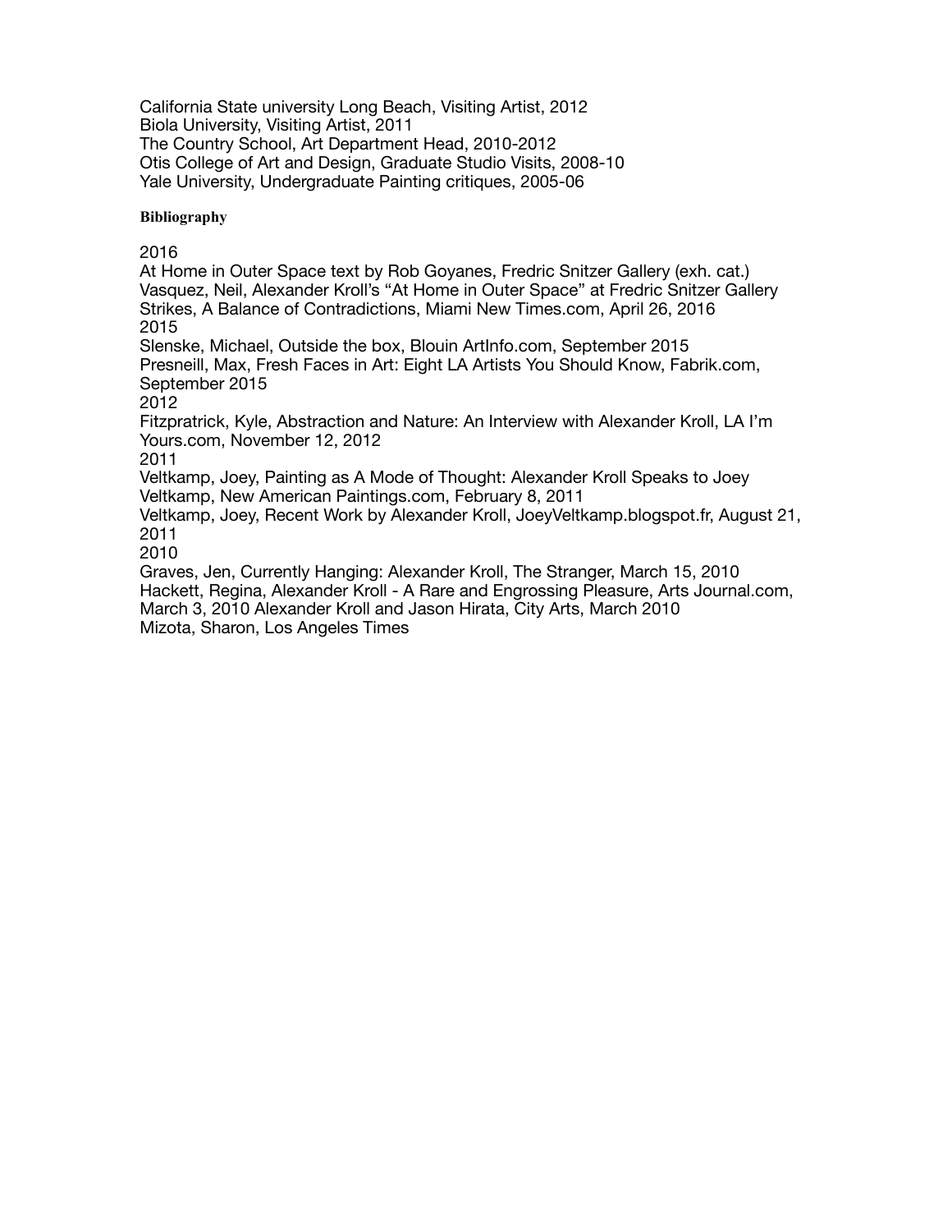California State university Long Beach, Visiting Artist, 2012
Biola University, Visiting Artist, 2011
The Country School, Art Department Head, 2010-2012
Otis College of Art and Design, Graduate Studio Visits, 2008-10
Yale University, Undergraduate Painting critiques, 2005-06

**Bibliography**

2016
At Home in Outer Space text by Rob Goyanes, Fredric Snitzer Gallery (exh. cat.)
Vasquez, Neil, Alexander Kroll's "At Home in Outer Space" at Fredric Snitzer Gallery Strikes, A Balance of Contradictions, Miami New Times.com, April 26, 2016
2015
Slenske, Michael, Outside the box, Blouin ArtInfo.com, September 2015
Presneill, Max, Fresh Faces in Art: Eight LA Artists You Should Know, Fabrik.com, September 2015
2012
Fitzpratrick, Kyle, Abstraction and Nature: An Interview with Alexander Kroll, LA I'm Yours.com, November 12, 2012
2011
Veltkamp, Joey, Painting as A Mode of Thought: Alexander Kroll Speaks to Joey Veltkamp, New American Paintings.com, February 8, 2011
Veltkamp, Joey, Recent Work by Alexander Kroll, JoeyVeltkamp.blogspot.fr, August 21, 2011
2010
Graves, Jen, Currently Hanging: Alexander Kroll, The Stranger, March 15, 2010
Hackett, Regina, Alexander Kroll - A Rare and Engrossing Pleasure, Arts Journal.com, March 3, 2010 Alexander Kroll and Jason Hirata, City Arts, March 2010
Mizota, Sharon, Los Angeles Times